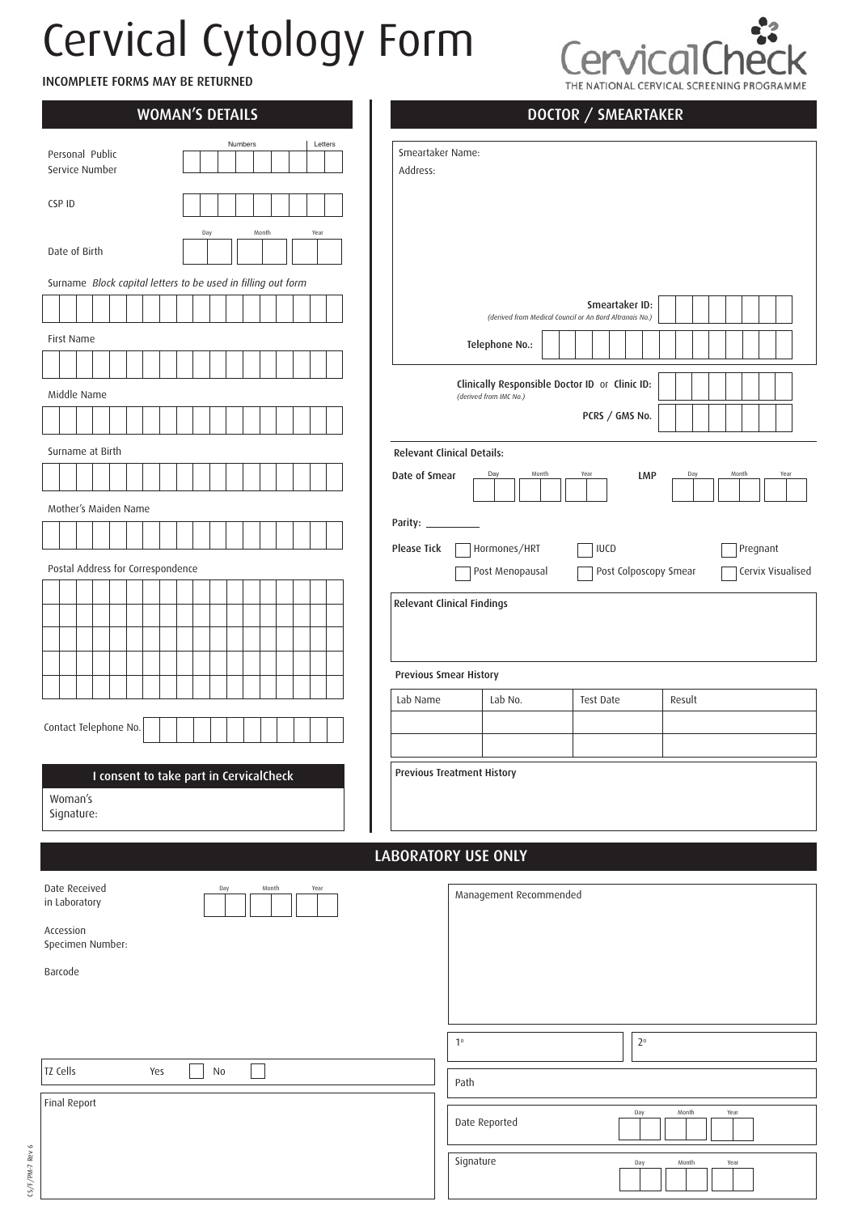# Cervical Cytology Form

INCOMPLETE FORMS MAY BE RETURNED

CervicalCheck
THE NATIONAL CERVICAL SCREENING PROGRAMME

## WOMAN'S DETAILS

Personal Public Service Number (Numbers | Letters)

CSP ID

Date of Birth (Day / Month / Year)

Surname *Block capital letters to be used in filling out form*

First Name

Middle Name

Surname at Birth

Mother's Maiden Name

Postal Address for Correspondence

Contact Telephone No.

### I consent to take part in CervicalCheck

Woman's Signature:

## DOCTOR / SMEARTAKER

Smeartaker Name:

Address:

Smeartaker ID:
*(derived from Medical Council or An Bord Altranais No.)*

Telephone No.:

Clinically Responsible Doctor ID or Clinic ID:
*(derived from IMC No.)*

PCRS / GMS No.

**Relevant Clinical Details:**

**Date of Smear** (Day / Month / Year) **LMP** (Day / Month / Year)

**Parity:** ________

**Please Tick**
- ☐ Hormones/HRT
- ☐ IUCD
- ☐ Pregnant
- ☐ Post Menopausal
- ☐ Post Colposcopy Smear
- ☐ Cervix Visualised

**Relevant Clinical Findings**

**Previous Smear History**

| Lab Name | Lab No. | Test Date | Result |
|---|---|---|---|
| | | | |
| | | | |

**Previous Treatment History**

## LABORATORY USE ONLY

Date Received in Laboratory (Day / Month / Year)

Accession Specimen Number:

Barcode

Management Recommended

1° 2°

TZ Cells Yes ☐ No ☐

Path

Final Report

Date Reported (Day / Month / Year)

Signature (Day / Month / Year)

CS/F/PM-7 Rev 6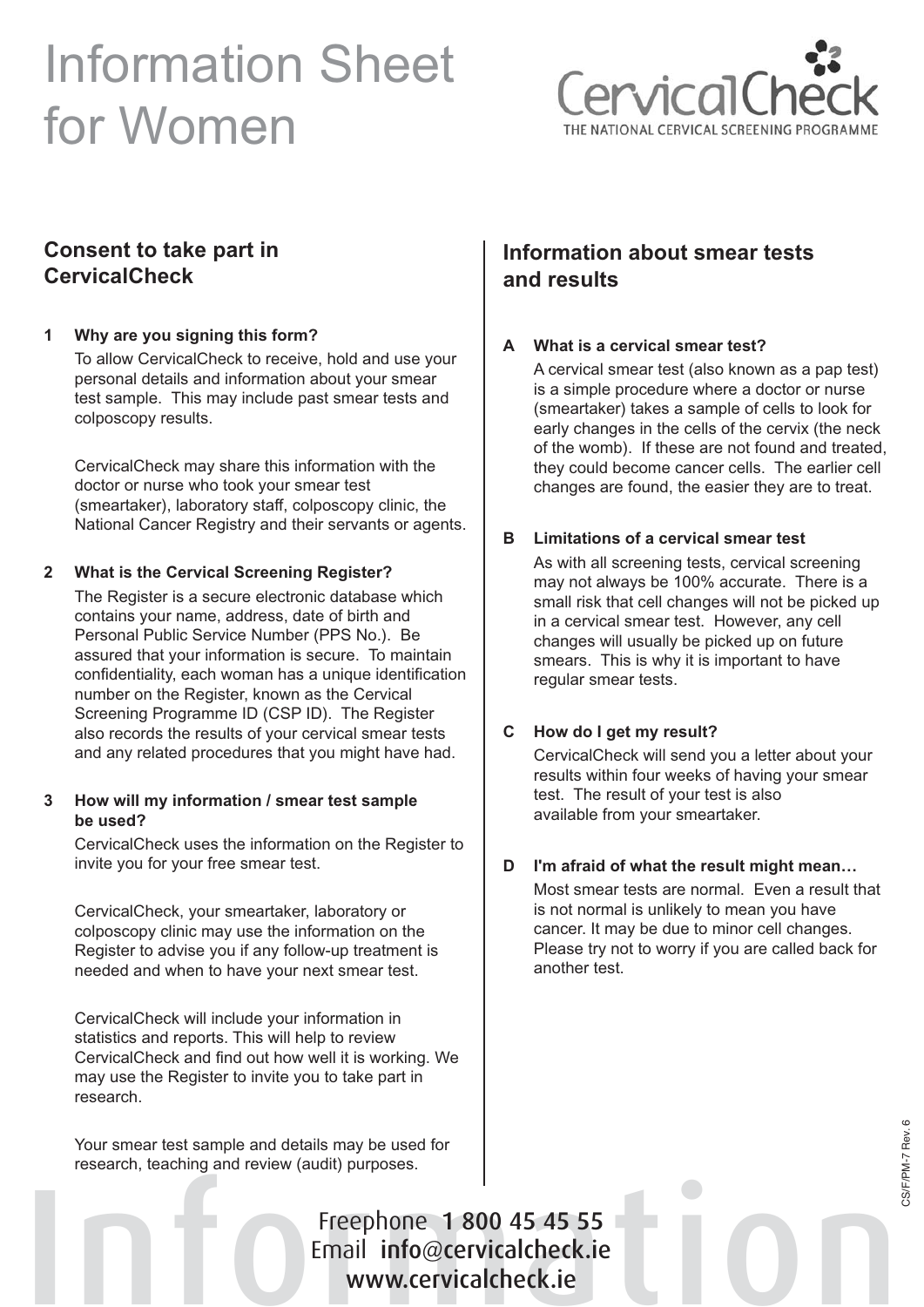# Information Sheet for Women

CervicalCheck
THE NATIONAL CERVICAL SCREENING PROGRAMME

## Consent to take part in CervicalCheck

**1 Why are you signing this form?**

To allow CervicalCheck to receive, hold and use your personal details and information about your smear test sample. This may include past smear tests and colposcopy results.

CervicalCheck may share this information with the doctor or nurse who took your smear test (smeartaker), laboratory staff, colposcopy clinic, the National Cancer Registry and their servants or agents.

**2 What is the Cervical Screening Register?**

The Register is a secure electronic database which contains your name, address, date of birth and Personal Public Service Number (PPS No.). Be assured that your information is secure. To maintain confidentiality, each woman has a unique identification number on the Register, known as the Cervical Screening Programme ID (CSP ID). The Register also records the results of your cervical smear tests and any related procedures that you might have had.

**3 How will my information / smear test sample be used?**

CervicalCheck uses the information on the Register to invite you for your free smear test.

CervicalCheck, your smeartaker, laboratory or colposcopy clinic may use the information on the Register to advise you if any follow-up treatment is needed and when to have your next smear test.

CervicalCheck will include your information in statistics and reports. This will help to review CervicalCheck and find out how well it is working. We may use the Register to invite you to take part in research.

Your smear test sample and details may be used for research, teaching and review (audit) purposes.

## Information about smear tests and results

**A What is a cervical smear test?**

A cervical smear test (also known as a pap test) is a simple procedure where a doctor or nurse (smeartaker) takes a sample of cells to look for early changes in the cells of the cervix (the neck of the womb). If these are not found and treated, they could become cancer cells. The earlier cell changes are found, the easier they are to treat.

**B Limitations of a cervical smear test**

As with all screening tests, cervical screening may not always be 100% accurate. There is a small risk that cell changes will not be picked up in a cervical smear test. However, any cell changes will usually be picked up on future smears. This is why it is important to have regular smear tests.

**C How do I get my result?**

CervicalCheck will send you a letter about your results within four weeks of having your smear test. The result of your test is also available from your smeartaker.

**D I'm afraid of what the result might mean…**

Most smear tests are normal. Even a result that is not normal is unlikely to mean you have cancer. It may be due to minor cell changes. Please try not to worry if you are called back for another test.

Freephone **1 800 45 45 55**
Email **info@cervicalcheck.ie**
**www.cervicalcheck.ie**

CS/F/PM-7 Rev. 6